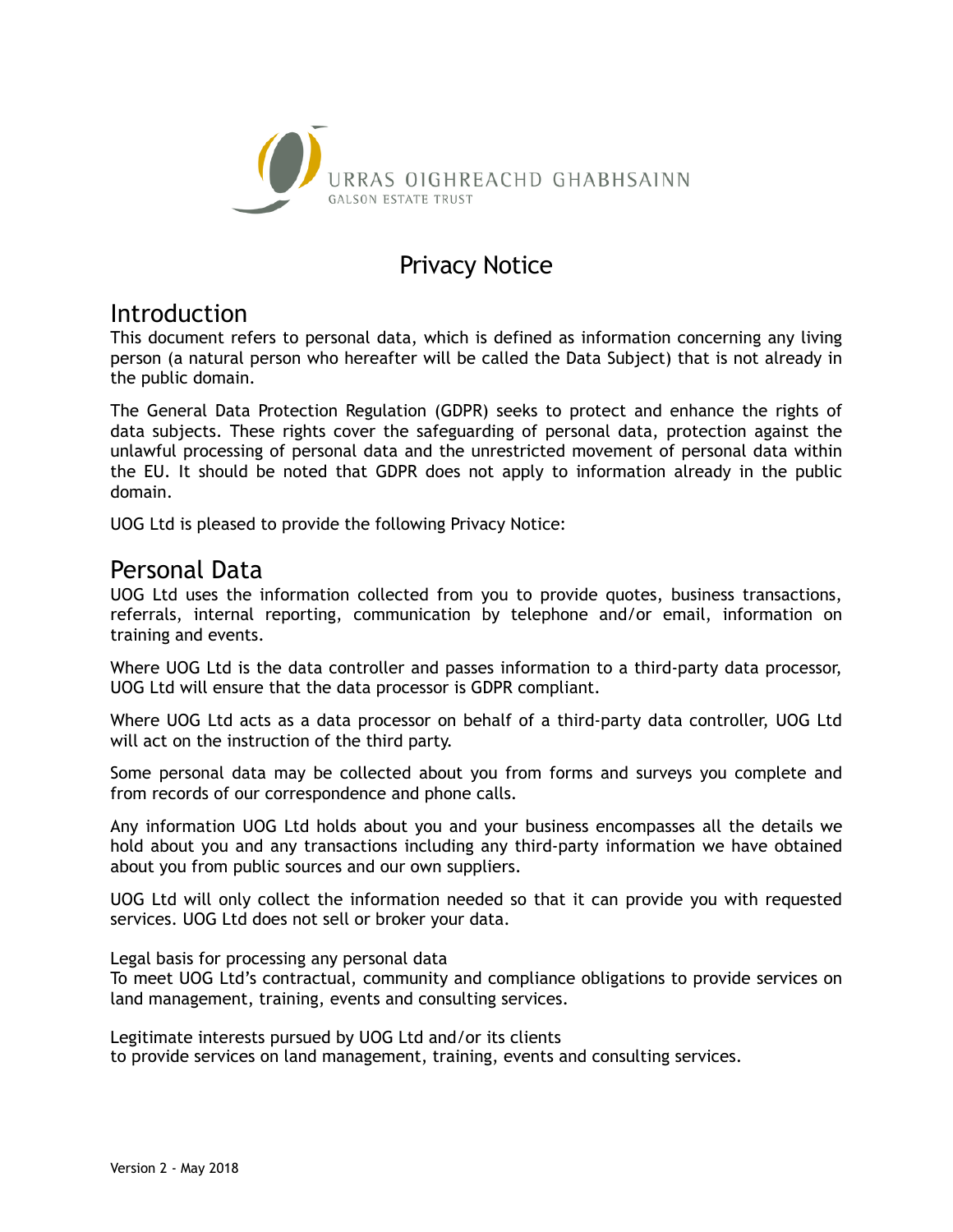URRAS OIGHREACHD GHABHSAINN
GALSON ESTATE TRUST

# Privacy Notice

## Introduction

This document refers to personal data, which is defined as information concerning any living person (a natural person who hereafter will be called the Data Subject) that is not already in the public domain.

The General Data Protection Regulation (GDPR) seeks to protect and enhance the rights of data subjects. These rights cover the safeguarding of personal data, protection against the unlawful processing of personal data and the unrestricted movement of personal data within the EU. It should be noted that GDPR does not apply to information already in the public domain.

UOG Ltd is pleased to provide the following Privacy Notice:

## Personal Data

UOG Ltd uses the information collected from you to provide quotes, business transactions, referrals, internal reporting, communication by telephone and/or email, information on training and events.

Where UOG Ltd is the data controller and passes information to a third-party data processor, UOG Ltd will ensure that the data processor is GDPR compliant.

Where UOG Ltd acts as a data processor on behalf of a third-party data controller, UOG Ltd will act on the instruction of the third party.

Some personal data may be collected about you from forms and surveys you complete and from records of our correspondence and phone calls.

Any information UOG Ltd holds about you and your business encompasses all the details we hold about you and any transactions including any third-party information we have obtained about you from public sources and our own suppliers.

UOG Ltd will only collect the information needed so that it can provide you with requested services. UOG Ltd does not sell or broker your data.

Legal basis for processing any personal data
To meet UOG Ltd's contractual, community and compliance obligations to provide services on land management, training, events and consulting services.

Legitimate interests pursued by UOG Ltd and/or its clients
to provide services on land management, training, events and consulting services.

Version 2 - May 2018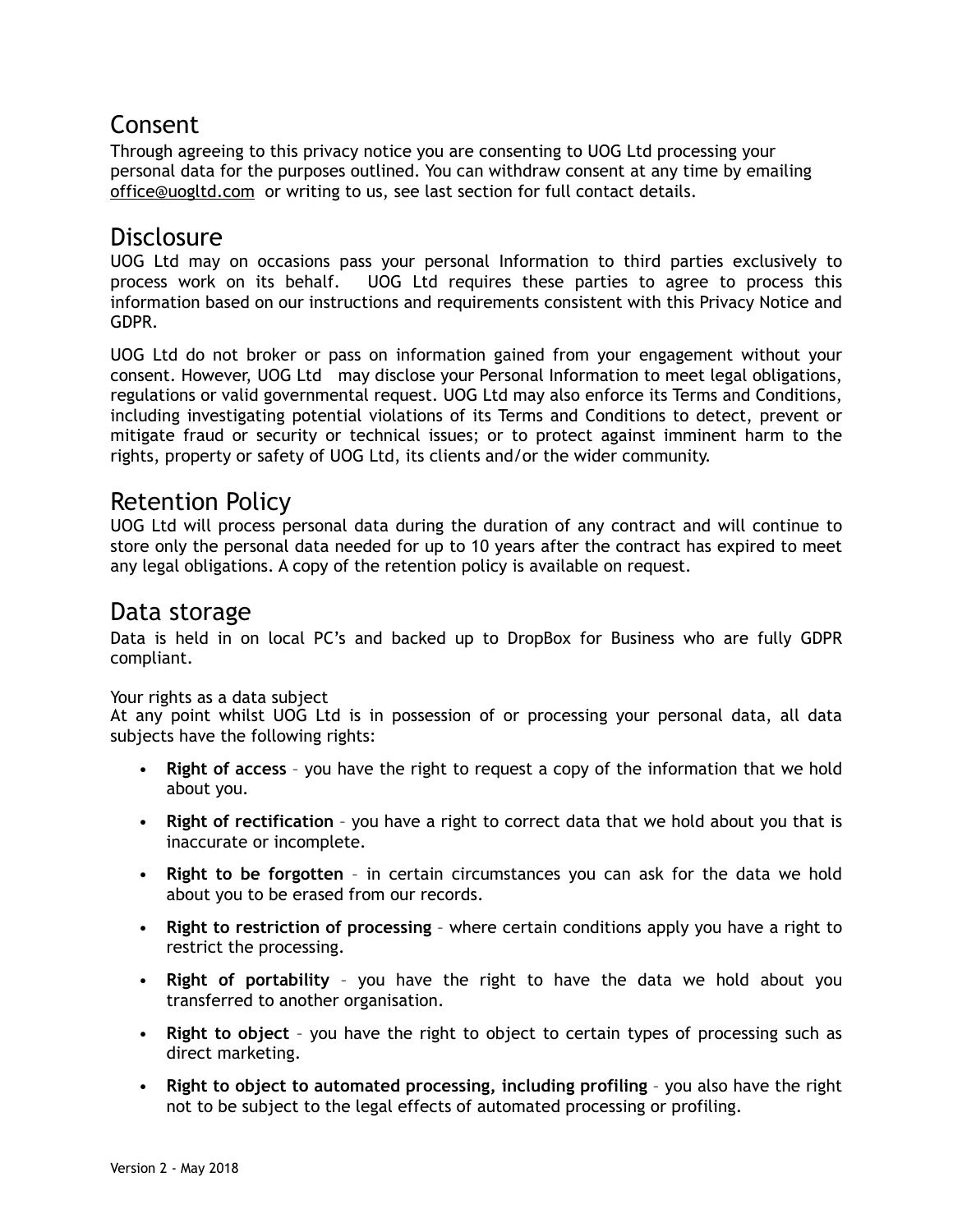## Consent

Through agreeing to this privacy notice you are consenting to UOG Ltd processing your personal data for the purposes outlined. You can withdraw consent at any time by emailing office@uogltd.com or writing to us, see last section for full contact details.

## Disclosure

UOG Ltd may on occasions pass your personal Information to third parties exclusively to process work on its behalf. UOG Ltd requires these parties to agree to process this information based on our instructions and requirements consistent with this Privacy Notice and GDPR.

UOG Ltd do not broker or pass on information gained from your engagement without your consent. However, UOG Ltd may disclose your Personal Information to meet legal obligations, regulations or valid governmental request. UOG Ltd may also enforce its Terms and Conditions, including investigating potential violations of its Terms and Conditions to detect, prevent or mitigate fraud or security or technical issues; or to protect against imminent harm to the rights, property or safety of UOG Ltd, its clients and/or the wider community.

## Retention Policy

UOG Ltd will process personal data during the duration of any contract and will continue to store only the personal data needed for up to 10 years after the contract has expired to meet any legal obligations. A copy of the retention policy is available on request.

## Data storage

Data is held in on local PC's and backed up to DropBox for Business who are fully GDPR compliant.

Your rights as a data subject

At any point whilst UOG Ltd is in possession of or processing your personal data, all data subjects have the following rights:

- **Right of access** – you have the right to request a copy of the information that we hold about you.
- **Right of rectification** – you have a right to correct data that we hold about you that is inaccurate or incomplete.
- **Right to be forgotten** – in certain circumstances you can ask for the data we hold about you to be erased from our records.
- **Right to restriction of processing** – where certain conditions apply you have a right to restrict the processing.
- **Right of portability** – you have the right to have the data we hold about you transferred to another organisation.
- **Right to object** – you have the right to object to certain types of processing such as direct marketing.
- **Right to object to automated processing, including profiling** – you also have the right not to be subject to the legal effects of automated processing or profiling.

Version 2 - May 2018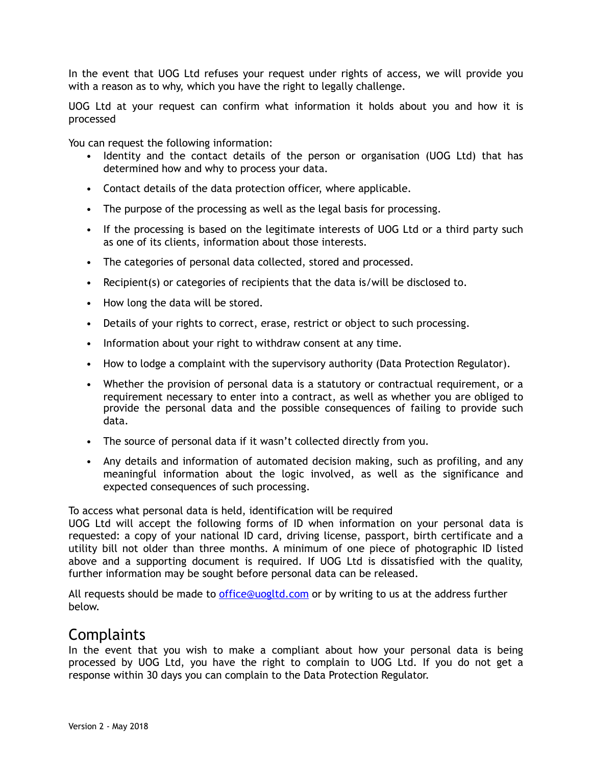In the event that UOG Ltd refuses your request under rights of access, we will provide you with a reason as to why, which you have the right to legally challenge.

UOG Ltd at your request can confirm what information it holds about you and how it is processed

You can request the following information:

- Identity and the contact details of the person or organisation (UOG Ltd) that has determined how and why to process your data.
- Contact details of the data protection officer, where applicable.
- The purpose of the processing as well as the legal basis for processing.
- If the processing is based on the legitimate interests of UOG Ltd or a third party such as one of its clients, information about those interests.
- The categories of personal data collected, stored and processed.
- Recipient(s) or categories of recipients that the data is/will be disclosed to.
- How long the data will be stored.
- Details of your rights to correct, erase, restrict or object to such processing.
- Information about your right to withdraw consent at any time.
- How to lodge a complaint with the supervisory authority (Data Protection Regulator).
- Whether the provision of personal data is a statutory or contractual requirement, or a requirement necessary to enter into a contract, as well as whether you are obliged to provide the personal data and the possible consequences of failing to provide such data.
- The source of personal data if it wasn't collected directly from you.
- Any details and information of automated decision making, such as profiling, and any meaningful information about the logic involved, as well as the significance and expected consequences of such processing.

To access what personal data is held, identification will be required
UOG Ltd will accept the following forms of ID when information on your personal data is requested: a copy of your national ID card, driving license, passport, birth certificate and a utility bill not older than three months. A minimum of one piece of photographic ID listed above and a supporting document is required. If UOG Ltd is dissatisfied with the quality, further information may be sought before personal data can be released.

All requests should be made to [office@uogltd.com](mailto:office@uogltd.com) or by writing to us at the address further below.

## Complaints

In the event that you wish to make a compliant about how your personal data is being processed by UOG Ltd, you have the right to complain to UOG Ltd. If you do not get a response within 30 days you can complain to the Data Protection Regulator.

Version 2 - May 2018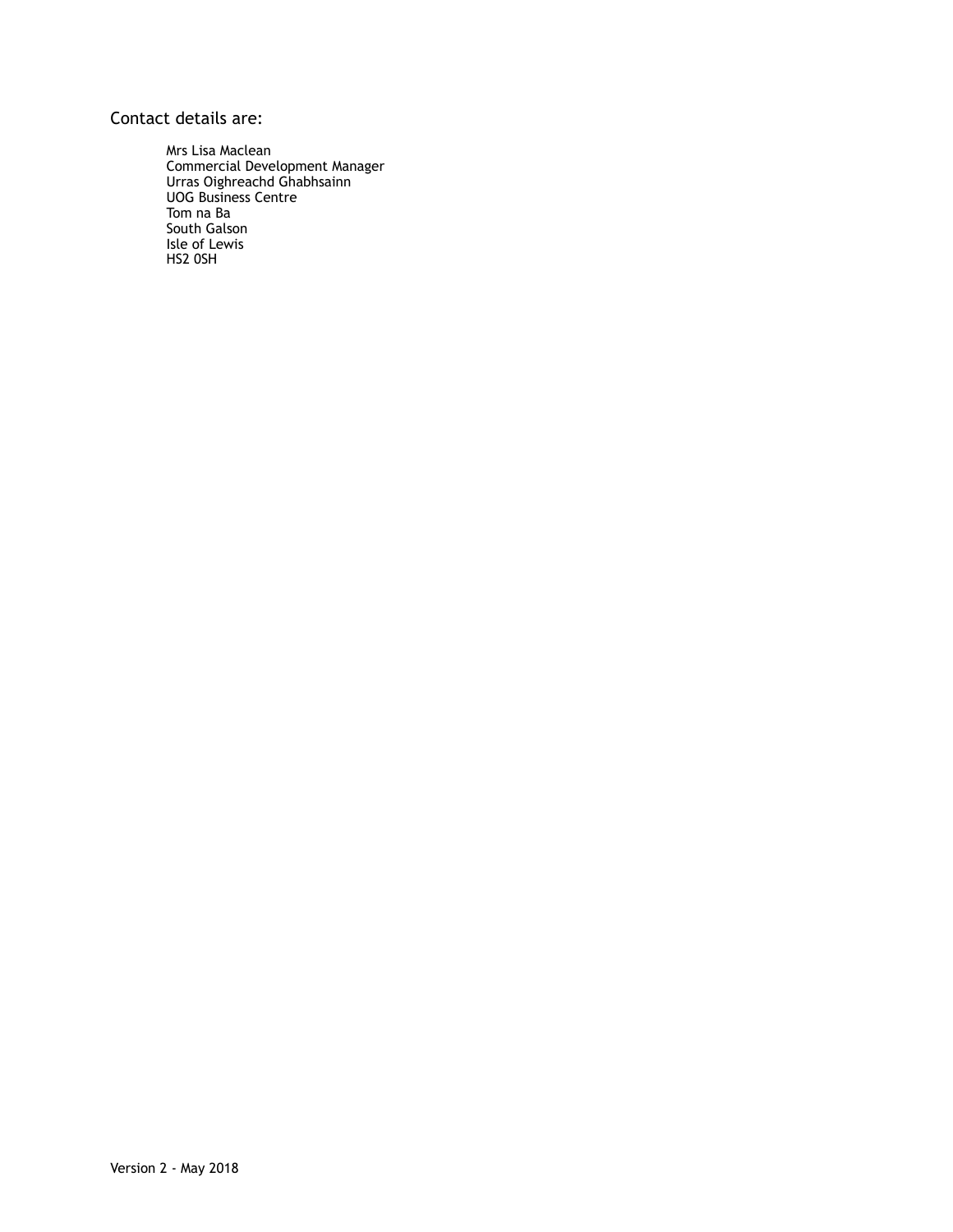Contact details are:

Mrs Lisa Maclean  
Commercial Development Manager  
Urras Oighreachd Ghabhsainn  
UOG Business Centre  
Tom na Ba  
South Galson  
Isle of Lewis  
HS2 0SH